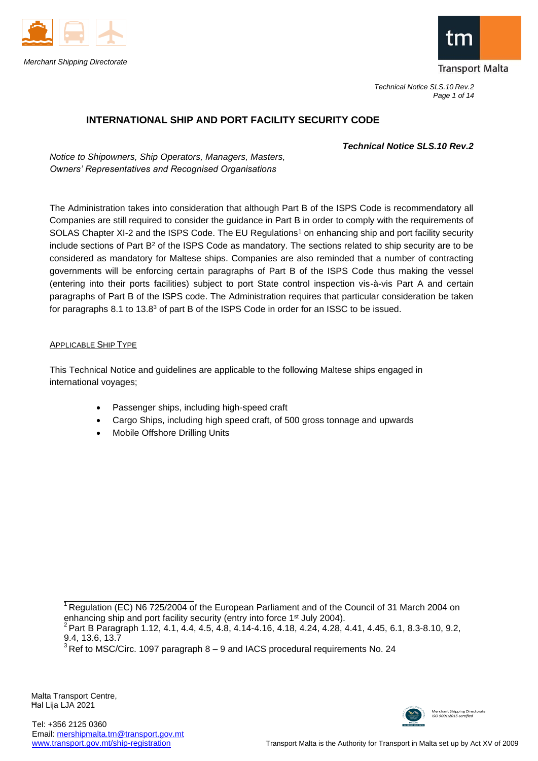# INTERNATIONAL SHIP AND PORT FACILITY SECURITY CODE

***Technical Notice SLS.10 Rev.2***

*Notice to Shipowners, Ship Operators, Managers, Masters, Owners' Representatives and Recognised Organisations*

The Administration takes into consideration that although Part B of the ISPS Code is recommendatory all Companies are still required to consider the guidance in Part B in order to comply with the requirements of SOLAS Chapter XI-2 and the ISPS Code. The EU Regulations[1] on enhancing ship and port facility security include sections of Part B[2] of the ISPS Code as mandatory. The sections related to ship security are to be considered as mandatory for Maltese ships. Companies are also reminded that a number of contracting governments will be enforcing certain paragraphs of Part B of the ISPS Code thus making the vessel (entering into their ports facilities) subject to port State control inspection vis-à-vis Part A and certain paragraphs of Part B of the ISPS code. The Administration requires that particular consideration be taken for paragraphs 8.1 to 13.8[3] of part B of the ISPS Code in order for an ISSC to be issued.

## Applicable Ship Type

This Technical Notice and guidelines are applicable to the following Maltese ships engaged in international voyages;

- Passenger ships, including high-speed craft
- Cargo Ships, including high speed craft, of 500 gross tonnage and upwards
- Mobile Offshore Drilling Units

---

[1] Regulation (EC) N6 725/2004 of the European Parliament and of the Council of 31 March 2004 on enhancing ship and port facility security (entry into force 1st July 2004).

[2] Part B Paragraph 1.12, 4.1, 4.4, 4.5, 4.8, 4.14-4.16, 4.18, 4.24, 4.28, 4.41, 4.45, 6.1, 8.3-8.10, 9.2, 9.4, 13.6, 13.7

[3] Ref to MSC/Circ. 1097 paragraph 8 – 9 and IACS procedural requirements No. 24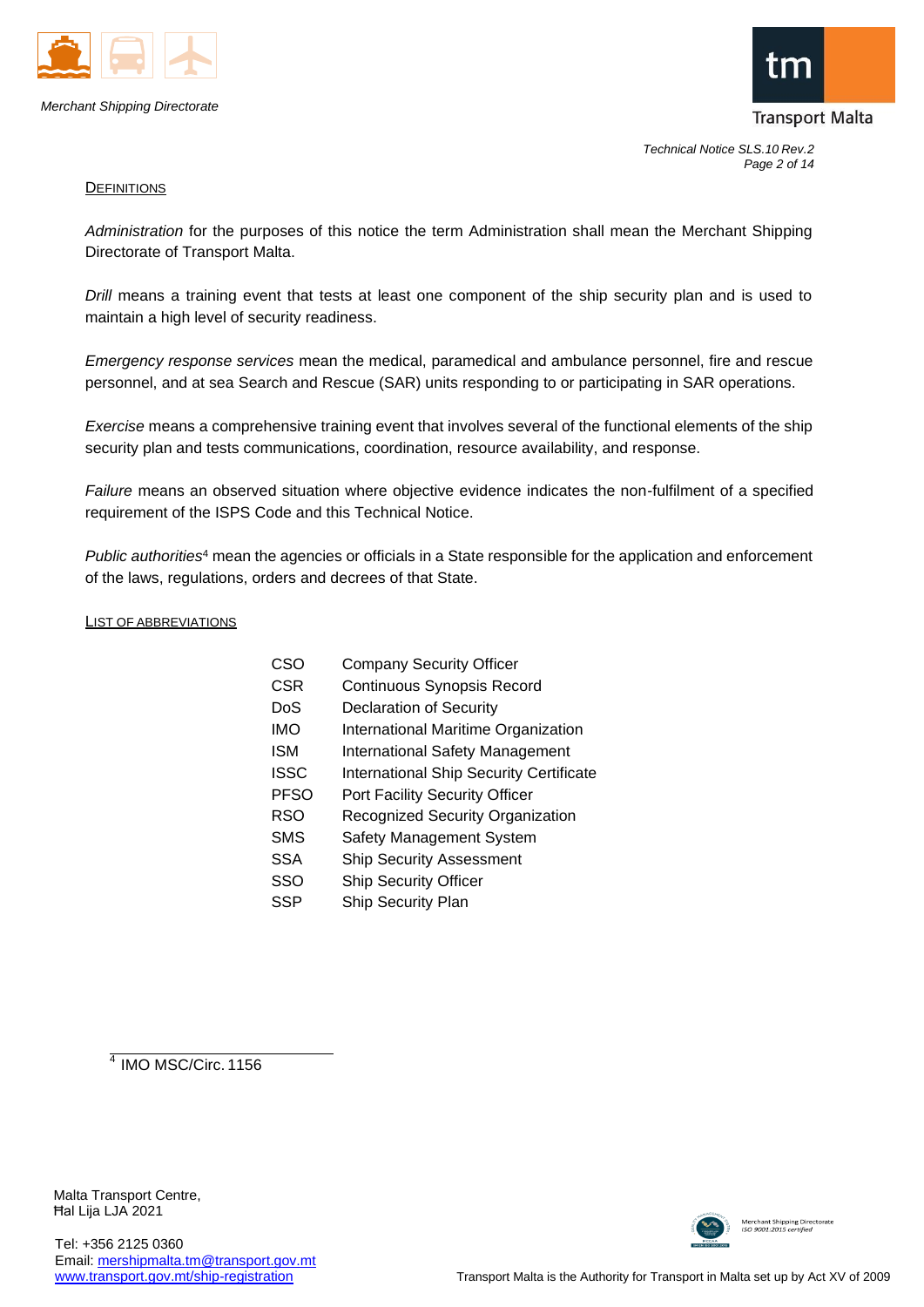## DEFINITIONS

*Administration* for the purposes of this notice the term Administration shall mean the Merchant Shipping Directorate of Transport Malta.

*Drill* means a training event that tests at least one component of the ship security plan and is used to maintain a high level of security readiness.

*Emergency response services* mean the medical, paramedical and ambulance personnel, fire and rescue personnel, and at sea Search and Rescue (SAR) units responding to or participating in SAR operations.

*Exercise* means a comprehensive training event that involves several of the functional elements of the ship security plan and tests communications, coordination, resource availability, and response.

*Failure* means an observed situation where objective evidence indicates the non-fulfilment of a specified requirement of the ISPS Code and this Technical Notice.

*Public authorities*[4] mean the agencies or officials in a State responsible for the application and enforcement of the laws, regulations, orders and decrees of that State.

## LIST OF ABBREVIATIONS

| | |
|---|---|
| CSO | Company Security Officer |
| CSR | Continuous Synopsis Record |
| DoS | Declaration of Security |
| IMO | International Maritime Organization |
| ISM | International Safety Management |
| ISSC | International Ship Security Certificate |
| PFSO | Port Facility Security Officer |
| RSO | Recognized Security Organization |
| SMS | Safety Management System |
| SSA | Ship Security Assessment |
| SSO | Ship Security Officer |
| SSP | Ship Security Plan |

[4] IMO MSC/Circ. 1156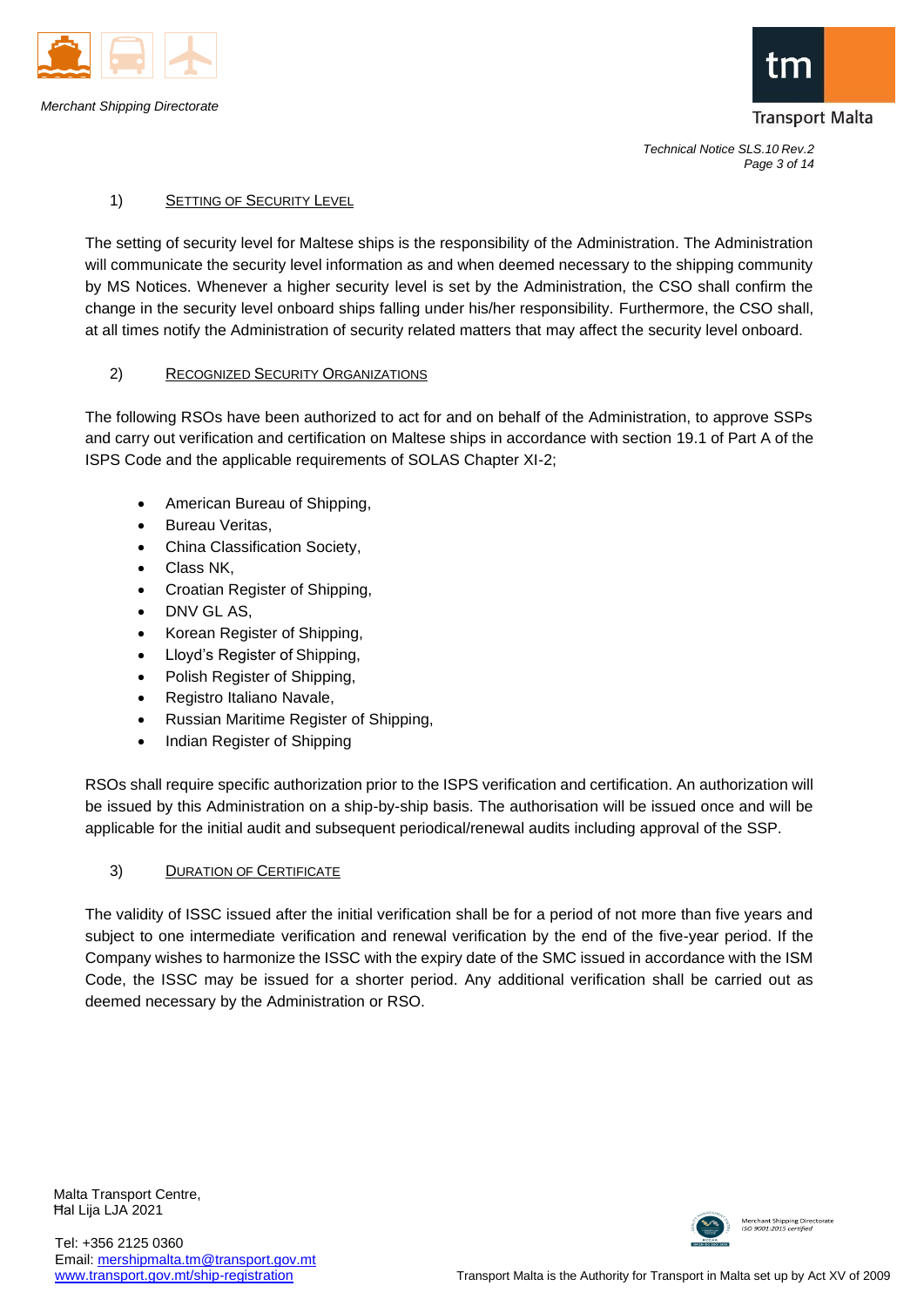## 1) Setting of Security Level

The setting of security level for Maltese ships is the responsibility of the Administration. The Administration will communicate the security level information as and when deemed necessary to the shipping community by MS Notices. Whenever a higher security level is set by the Administration, the CSO shall confirm the change in the security level onboard ships falling under his/her responsibility. Furthermore, the CSO shall, at all times notify the Administration of security related matters that may affect the security level onboard.

## 2) Recognized Security Organizations

The following RSOs have been authorized to act for and on behalf of the Administration, to approve SSPs and carry out verification and certification on Maltese ships in accordance with section 19.1 of Part A of the ISPS Code and the applicable requirements of SOLAS Chapter XI-2;

- American Bureau of Shipping,
- Bureau Veritas,
- China Classification Society,
- Class NK,
- Croatian Register of Shipping,
- DNV GL AS,
- Korean Register of Shipping,
- Lloyd's Register of Shipping,
- Polish Register of Shipping,
- Registro Italiano Navale,
- Russian Maritime Register of Shipping,
- Indian Register of Shipping

RSOs shall require specific authorization prior to the ISPS verification and certification. An authorization will be issued by this Administration on a ship-by-ship basis. The authorisation will be issued once and will be applicable for the initial audit and subsequent periodical/renewal audits including approval of the SSP.

## 3) Duration of Certificate

The validity of ISSC issued after the initial verification shall be for a period of not more than five years and subject to one intermediate verification and renewal verification by the end of the five-year period. If the Company wishes to harmonize the ISSC with the expiry date of the SMC issued in accordance with the ISM Code, the ISSC may be issued for a shorter period. Any additional verification shall be carried out as deemed necessary by the Administration or RSO.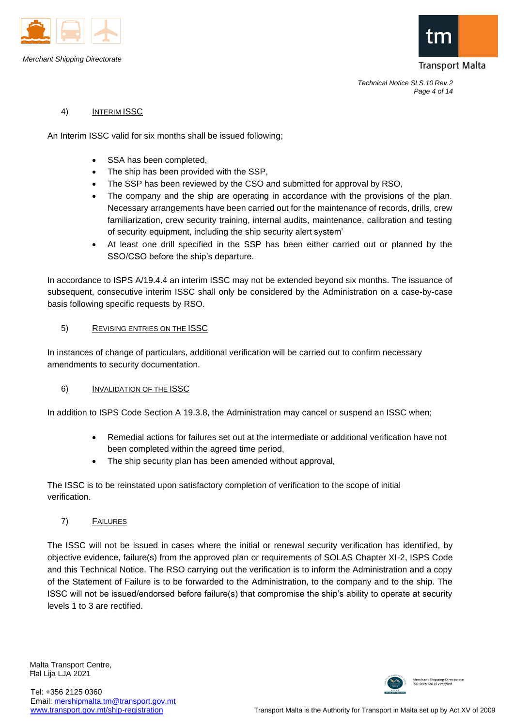4) INTERIM ISSC

An Interim ISSC valid for six months shall be issued following;

- SSA has been completed,
- The ship has been provided with the SSP,
- The SSP has been reviewed by the CSO and submitted for approval by RSO,
- The company and the ship are operating in accordance with the provisions of the plan. Necessary arrangements have been carried out for the maintenance of records, drills, crew familiarization, crew security training, internal audits, maintenance, calibration and testing of security equipment, including the ship security alert system'
- At least one drill specified in the SSP has been either carried out or planned by the SSO/CSO before the ship's departure.

In accordance to ISPS A/19.4.4 an interim ISSC may not be extended beyond six months. The issuance of subsequent, consecutive interim ISSC shall only be considered by the Administration on a case-by-case basis following specific requests by RSO.

5) REVISING ENTRIES ON THE ISSC

In instances of change of particulars, additional verification will be carried out to confirm necessary amendments to security documentation.

6) INVALIDATION OF THE ISSC

In addition to ISPS Code Section A 19.3.8, the Administration may cancel or suspend an ISSC when;

- Remedial actions for failures set out at the intermediate or additional verification have not been completed within the agreed time period,
- The ship security plan has been amended without approval,

The ISSC is to be reinstated upon satisfactory completion of verification to the scope of initial verification.

7) FAILURES

The ISSC will not be issued in cases where the initial or renewal security verification has identified, by objective evidence, failure(s) from the approved plan or requirements of SOLAS Chapter XI-2, ISPS Code and this Technical Notice. The RSO carrying out the verification is to inform the Administration and a copy of the Statement of Failure is to be forwarded to the Administration, to the company and to the ship. The ISSC will not be issued/endorsed before failure(s) that compromise the ship's ability to operate at security levels 1 to 3 are rectified.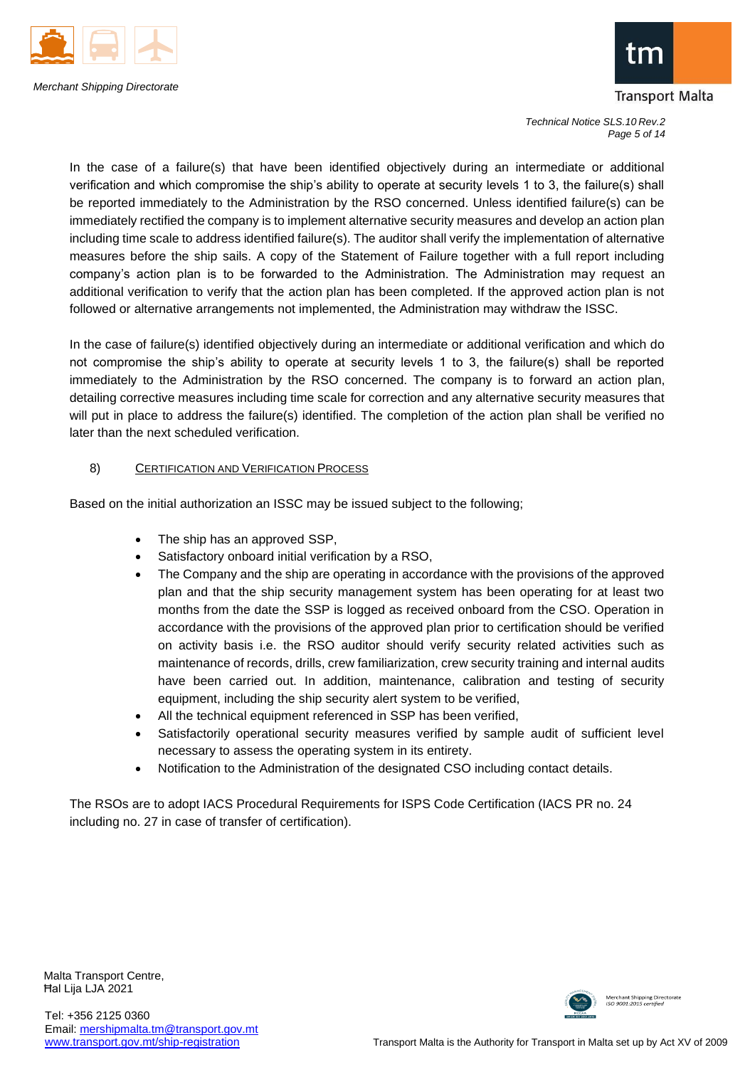In the case of a failure(s) that have been identified objectively during an intermediate or additional verification and which compromise the ship's ability to operate at security levels 1 to 3, the failure(s) shall be reported immediately to the Administration by the RSO concerned. Unless identified failure(s) can be immediately rectified the company is to implement alternative security measures and develop an action plan including time scale to address identified failure(s). The auditor shall verify the implementation of alternative measures before the ship sails. A copy of the Statement of Failure together with a full report including company's action plan is to be forwarded to the Administration. The Administration may request an additional verification to verify that the action plan has been completed. If the approved action plan is not followed or alternative arrangements not implemented, the Administration may withdraw the ISSC.

In the case of failure(s) identified objectively during an intermediate or additional verification and which do not compromise the ship's ability to operate at security levels 1 to 3, the failure(s) shall be reported immediately to the Administration by the RSO concerned. The company is to forward an action plan, detailing corrective measures including time scale for correction and any alternative security measures that will put in place to address the failure(s) identified. The completion of the action plan shall be verified no later than the next scheduled verification.

## 8) Certification and Verification Process

Based on the initial authorization an ISSC may be issued subject to the following;

- The ship has an approved SSP,
- Satisfactory onboard initial verification by a RSO,
- The Company and the ship are operating in accordance with the provisions of the approved plan and that the ship security management system has been operating for at least two months from the date the SSP is logged as received onboard from the CSO. Operation in accordance with the provisions of the approved plan prior to certification should be verified on activity basis i.e. the RSO auditor should verify security related activities such as maintenance of records, drills, crew familiarization, crew security training and internal audits have been carried out. In addition, maintenance, calibration and testing of security equipment, including the ship security alert system to be verified,
- All the technical equipment referenced in SSP has been verified,
- Satisfactorily operational security measures verified by sample audit of sufficient level necessary to assess the operating system in its entirety.
- Notification to the Administration of the designated CSO including contact details.

The RSOs are to adopt IACS Procedural Requirements for ISPS Code Certification (IACS PR no. 24 including no. 27 in case of transfer of certification).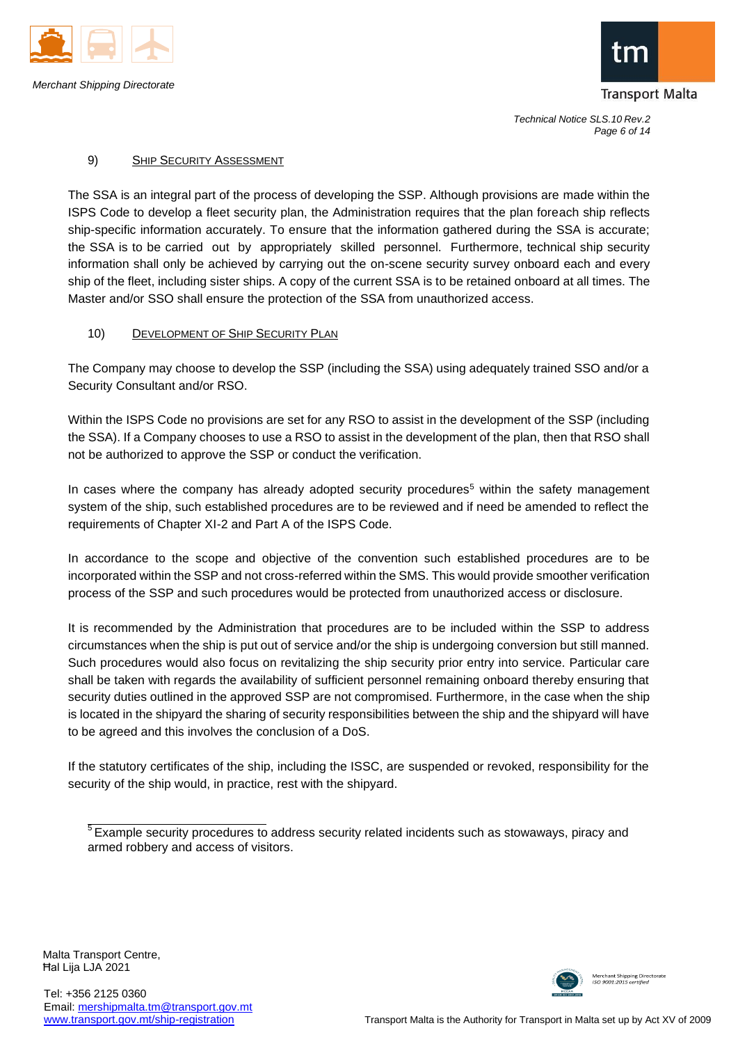## 9) Ship Security Assessment

The SSA is an integral part of the process of developing the SSP. Although provisions are made within the ISPS Code to develop a fleet security plan, the Administration requires that the plan foreach ship reflects ship-specific information accurately. To ensure that the information gathered during the SSA is accurate; the SSA is to be carried out by appropriately skilled personnel. Furthermore, technical ship security information shall only be achieved by carrying out the on-scene security survey onboard each and every ship of the fleet, including sister ships. A copy of the current SSA is to be retained onboard at all times. The Master and/or SSO shall ensure the protection of the SSA from unauthorized access.

## 10) Development of Ship Security Plan

The Company may choose to develop the SSP (including the SSA) using adequately trained SSO and/or a Security Consultant and/or RSO.

Within the ISPS Code no provisions are set for any RSO to assist in the development of the SSP (including the SSA). If a Company chooses to use a RSO to assist in the development of the plan, then that RSO shall not be authorized to approve the SSP or conduct the verification.

In cases where the company has already adopted security procedures[5] within the safety management system of the ship, such established procedures are to be reviewed and if need be amended to reflect the requirements of Chapter XI-2 and Part A of the ISPS Code.

In accordance to the scope and objective of the convention such established procedures are to be incorporated within the SSP and not cross-referred within the SMS. This would provide smoother verification process of the SSP and such procedures would be protected from unauthorized access or disclosure.

It is recommended by the Administration that procedures are to be included within the SSP to address circumstances when the ship is put out of service and/or the ship is undergoing conversion but still manned. Such procedures would also focus on revitalizing the ship security prior entry into service. Particular care shall be taken with regards the availability of sufficient personnel remaining onboard thereby ensuring that security duties outlined in the approved SSP are not compromised. Furthermore, in the case when the ship is located in the shipyard the sharing of security responsibilities between the ship and the shipyard will have to be agreed and this involves the conclusion of a DoS.

If the statutory certificates of the ship, including the ISSC, are suspended or revoked, responsibility for the security of the ship would, in practice, rest with the shipyard.

---

[5] Example security procedures to address security related incidents such as stowaways, piracy and armed robbery and access of visitors.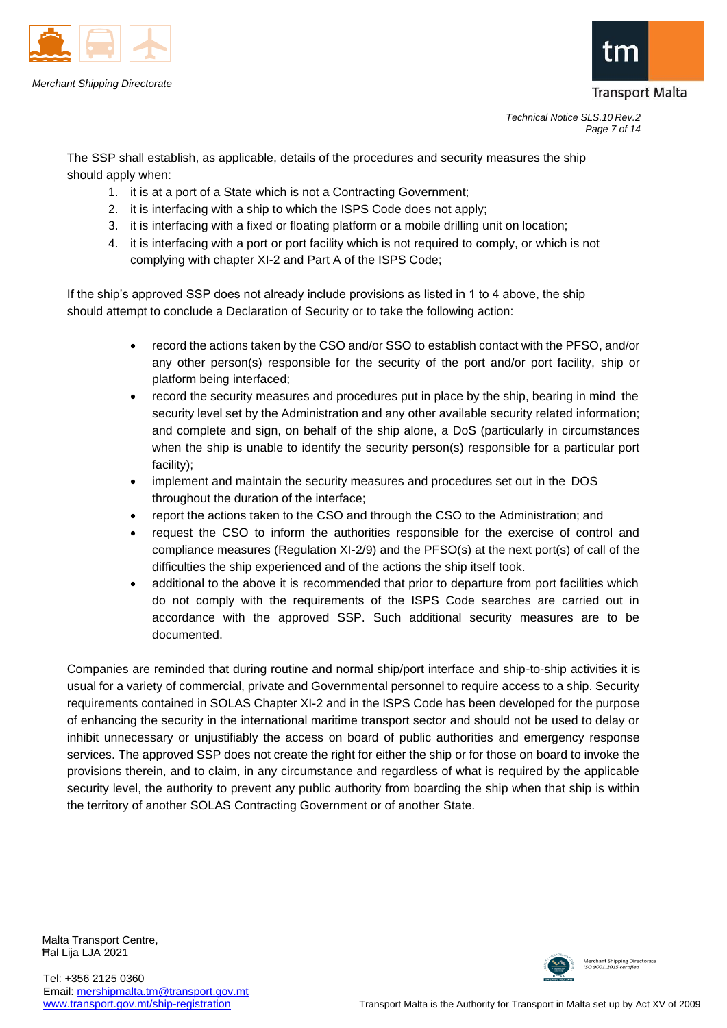The SSP shall establish, as applicable, details of the procedures and security measures the ship should apply when:

1. it is at a port of a State which is not a Contracting Government;
2. it is interfacing with a ship to which the ISPS Code does not apply;
3. it is interfacing with a fixed or floating platform or a mobile drilling unit on location;
4. it is interfacing with a port or port facility which is not required to comply, or which is not complying with chapter XI-2 and Part A of the ISPS Code;

If the ship's approved SSP does not already include provisions as listed in 1 to 4 above, the ship should attempt to conclude a Declaration of Security or to take the following action:

- record the actions taken by the CSO and/or SSO to establish contact with the PFSO, and/or any other person(s) responsible for the security of the port and/or port facility, ship or platform being interfaced;
- record the security measures and procedures put in place by the ship, bearing in mind the security level set by the Administration and any other available security related information; and complete and sign, on behalf of the ship alone, a DoS (particularly in circumstances when the ship is unable to identify the security person(s) responsible for a particular port facility);
- implement and maintain the security measures and procedures set out in the DOS throughout the duration of the interface;
- report the actions taken to the CSO and through the CSO to the Administration; and
- request the CSO to inform the authorities responsible for the exercise of control and compliance measures (Regulation XI-2/9) and the PFSO(s) at the next port(s) of call of the difficulties the ship experienced and of the actions the ship itself took.
- additional to the above it is recommended that prior to departure from port facilities which do not comply with the requirements of the ISPS Code searches are carried out in accordance with the approved SSP. Such additional security measures are to be documented.

Companies are reminded that during routine and normal ship/port interface and ship-to-ship activities it is usual for a variety of commercial, private and Governmental personnel to require access to a ship. Security requirements contained in SOLAS Chapter XI-2 and in the ISPS Code has been developed for the purpose of enhancing the security in the international maritime transport sector and should not be used to delay or inhibit unnecessary or unjustifiably the access on board of public authorities and emergency response services. The approved SSP does not create the right for either the ship or for those on board to invoke the provisions therein, and to claim, in any circumstance and regardless of what is required by the applicable security level, the authority to prevent any public authority from boarding the ship when that ship is within the territory of another SOLAS Contracting Government or of another State.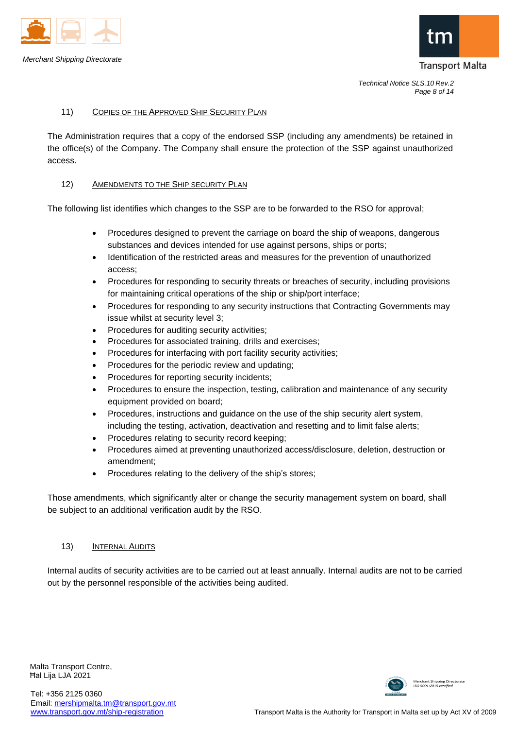## 11) Copies of the Approved Ship Security Plan

The Administration requires that a copy of the endorsed SSP (including any amendments) be retained in the office(s) of the Company. The Company shall ensure the protection of the SSP against unauthorized access.

## 12) Amendments to the Ship security Plan

The following list identifies which changes to the SSP are to be forwarded to the RSO for approval;

- Procedures designed to prevent the carriage on board the ship of weapons, dangerous substances and devices intended for use against persons, ships or ports;
- Identification of the restricted areas and measures for the prevention of unauthorized access;
- Procedures for responding to security threats or breaches of security, including provisions for maintaining critical operations of the ship or ship/port interface;
- Procedures for responding to any security instructions that Contracting Governments may issue whilst at security level 3;
- Procedures for auditing security activities;
- Procedures for associated training, drills and exercises;
- Procedures for interfacing with port facility security activities;
- Procedures for the periodic review and updating;
- Procedures for reporting security incidents;
- Procedures to ensure the inspection, testing, calibration and maintenance of any security equipment provided on board;
- Procedures, instructions and guidance on the use of the ship security alert system, including the testing, activation, deactivation and resetting and to limit false alerts;
- Procedures relating to security record keeping;
- Procedures aimed at preventing unauthorized access/disclosure, deletion, destruction or amendment;
- Procedures relating to the delivery of the ship's stores;

Those amendments, which significantly alter or change the security management system on board, shall be subject to an additional verification audit by the RSO.

## 13) Internal Audits

Internal audits of security activities are to be carried out at least annually. Internal audits are not to be carried out by the personnel responsible of the activities being audited.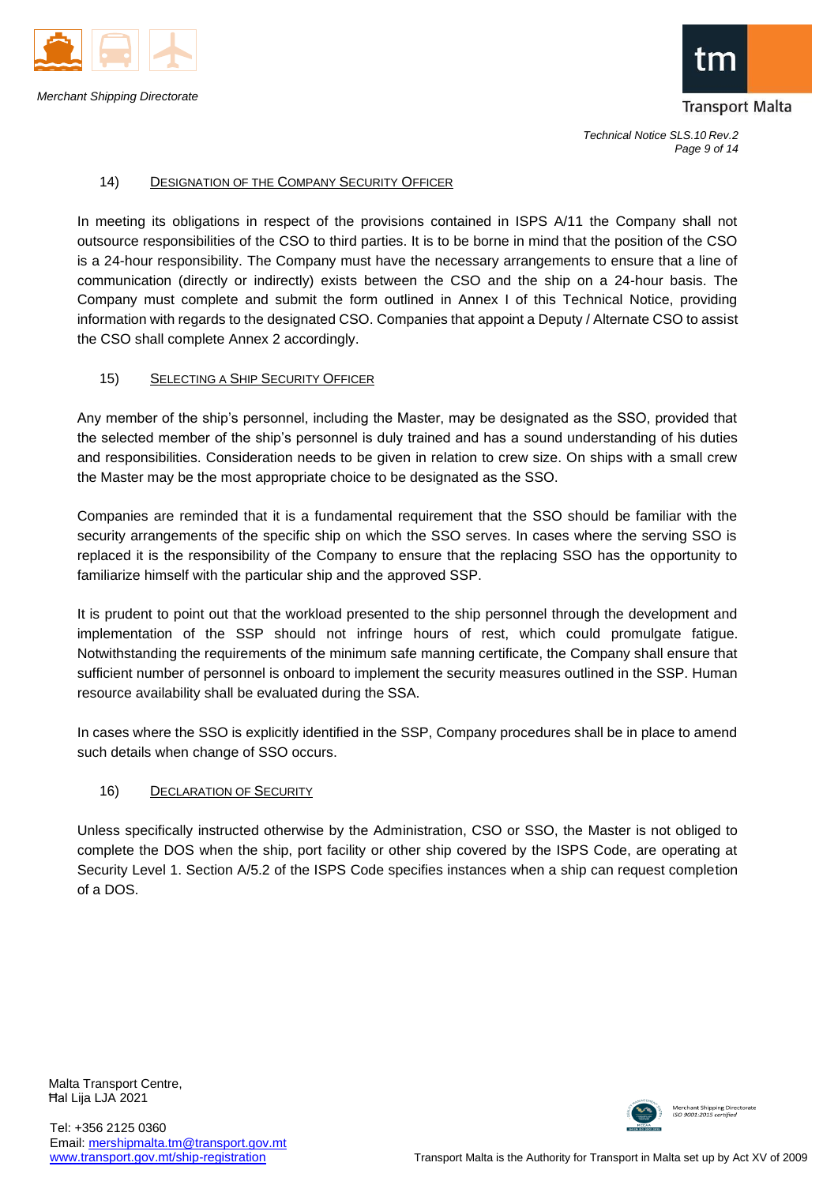## 14) Designation of the Company Security Officer

In meeting its obligations in respect of the provisions contained in ISPS A/11 the Company shall not outsource responsibilities of the CSO to third parties. It is to be borne in mind that the position of the CSO is a 24-hour responsibility. The Company must have the necessary arrangements to ensure that a line of communication (directly or indirectly) exists between the CSO and the ship on a 24-hour basis. The Company must complete and submit the form outlined in Annex I of this Technical Notice, providing information with regards to the designated CSO. Companies that appoint a Deputy / Alternate CSO to assist the CSO shall complete Annex 2 accordingly.

## 15) Selecting a Ship Security Officer

Any member of the ship's personnel, including the Master, may be designated as the SSO, provided that the selected member of the ship's personnel is duly trained and has a sound understanding of his duties and responsibilities. Consideration needs to be given in relation to crew size. On ships with a small crew the Master may be the most appropriate choice to be designated as the SSO.

Companies are reminded that it is a fundamental requirement that the SSO should be familiar with the security arrangements of the specific ship on which the SSO serves. In cases where the serving SSO is replaced it is the responsibility of the Company to ensure that the replacing SSO has the opportunity to familiarize himself with the particular ship and the approved SSP.

It is prudent to point out that the workload presented to the ship personnel through the development and implementation of the SSP should not infringe hours of rest, which could promulgate fatigue. Notwithstanding the requirements of the minimum safe manning certificate, the Company shall ensure that sufficient number of personnel is onboard to implement the security measures outlined in the SSP. Human resource availability shall be evaluated during the SSA.

In cases where the SSO is explicitly identified in the SSP, Company procedures shall be in place to amend such details when change of SSO occurs.

## 16) Declaration of Security

Unless specifically instructed otherwise by the Administration, CSO or SSO, the Master is not obliged to complete the DOS when the ship, port facility or other ship covered by the ISPS Code, are operating at Security Level 1. Section A/5.2 of the ISPS Code specifies instances when a ship can request completion of a DOS.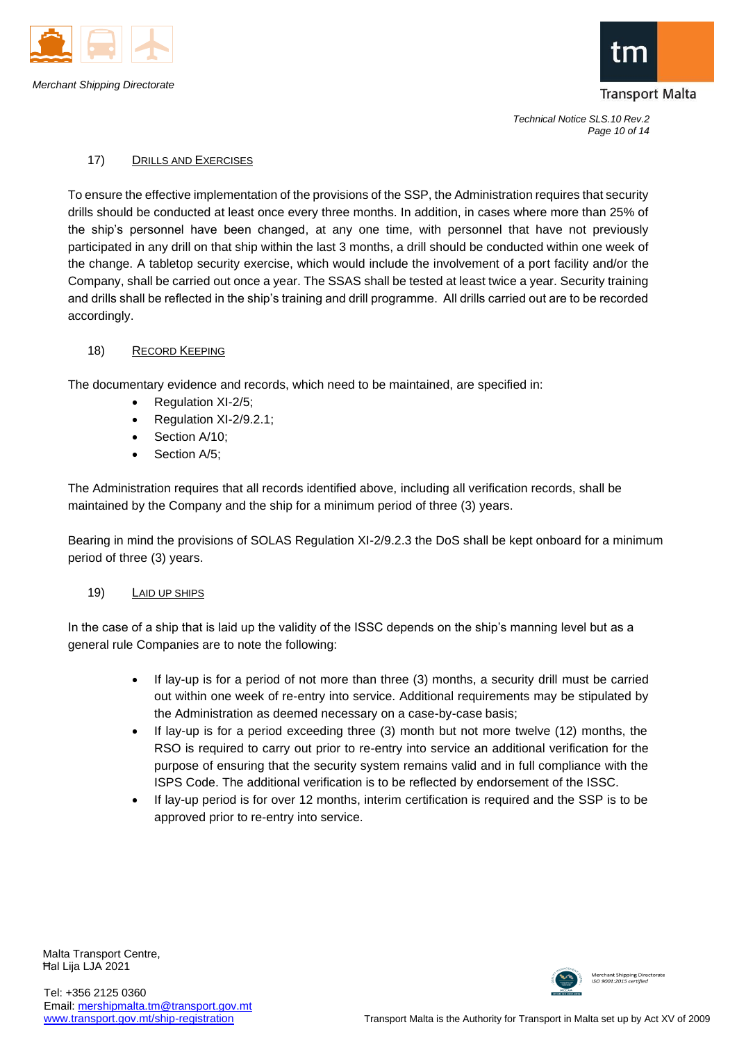## 17) Drills and Exercises

To ensure the effective implementation of the provisions of the SSP, the Administration requires that security drills should be conducted at least once every three months. In addition, in cases where more than 25% of the ship's personnel have been changed, at any one time, with personnel that have not previously participated in any drill on that ship within the last 3 months, a drill should be conducted within one week of the change. A tabletop security exercise, which would include the involvement of a port facility and/or the Company, shall be carried out once a year. The SSAS shall be tested at least twice a year. Security training and drills shall be reflected in the ship's training and drill programme. All drills carried out are to be recorded accordingly.

## 18) Record Keeping

The documentary evidence and records, which need to be maintained, are specified in:

- Regulation XI-2/5;
- Regulation XI-2/9.2.1;
- Section A/10;
- Section A/5;

The Administration requires that all records identified above, including all verification records, shall be maintained by the Company and the ship for a minimum period of three (3) years.

Bearing in mind the provisions of SOLAS Regulation XI-2/9.2.3 the DoS shall be kept onboard for a minimum period of three (3) years.

## 19) Laid up ships

In the case of a ship that is laid up the validity of the ISSC depends on the ship's manning level but as a general rule Companies are to note the following:

- If lay-up is for a period of not more than three (3) months, a security drill must be carried out within one week of re-entry into service. Additional requirements may be stipulated by the Administration as deemed necessary on a case-by-case basis;
- If lay-up is for a period exceeding three (3) month but not more twelve (12) months, the RSO is required to carry out prior to re-entry into service an additional verification for the purpose of ensuring that the security system remains valid and in full compliance with the ISPS Code. The additional verification is to be reflected by endorsement of the ISSC.
- If lay-up period is for over 12 months, interim certification is required and the SSP is to be approved prior to re-entry into service.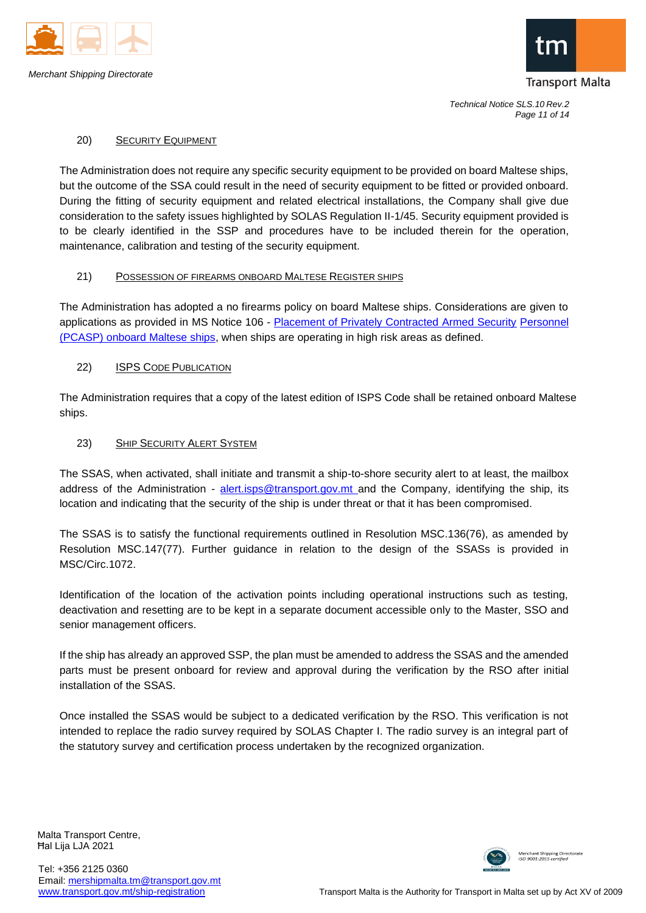## 20) SECURITY EQUIPMENT

The Administration does not require any specific security equipment to be provided on board Maltese ships, but the outcome of the SSA could result in the need of security equipment to be fitted or provided onboard. During the fitting of security equipment and related electrical installations, the Company shall give due consideration to the safety issues highlighted by SOLAS Regulation II-1/45. Security equipment provided is to be clearly identified in the SSP and procedures have to be included therein for the operation, maintenance, calibration and testing of the security equipment.

## 21) POSSESSION OF FIREARMS ONBOARD MALTESE REGISTER SHIPS

The Administration has adopted a no firearms policy on board Maltese ships. Considerations are given to applications as provided in MS Notice 106 - Placement of Privately Contracted Armed Security Personnel (PCASP) onboard Maltese ships, when ships are operating in high risk areas as defined.

## 22) ISPS CODE PUBLICATION

The Administration requires that a copy of the latest edition of ISPS Code shall be retained onboard Maltese ships.

## 23) SHIP SECURITY ALERT SYSTEM

The SSAS, when activated, shall initiate and transmit a ship-to-shore security alert to at least, the mailbox address of the Administration - alert.isps@transport.gov.mt and the Company, identifying the ship, its location and indicating that the security of the ship is under threat or that it has been compromised.

The SSAS is to satisfy the functional requirements outlined in Resolution MSC.136(76), as amended by Resolution MSC.147(77). Further guidance in relation to the design of the SSASs is provided in MSC/Circ.1072.

Identification of the location of the activation points including operational instructions such as testing, deactivation and resetting are to be kept in a separate document accessible only to the Master, SSO and senior management officers.

If the ship has already an approved SSP, the plan must be amended to address the SSAS and the amended parts must be present onboard for review and approval during the verification by the RSO after initial installation of the SSAS.

Once installed the SSAS would be subject to a dedicated verification by the RSO. This verification is not intended to replace the radio survey required by SOLAS Chapter I. The radio survey is an integral part of the statutory survey and certification process undertaken by the recognized organization.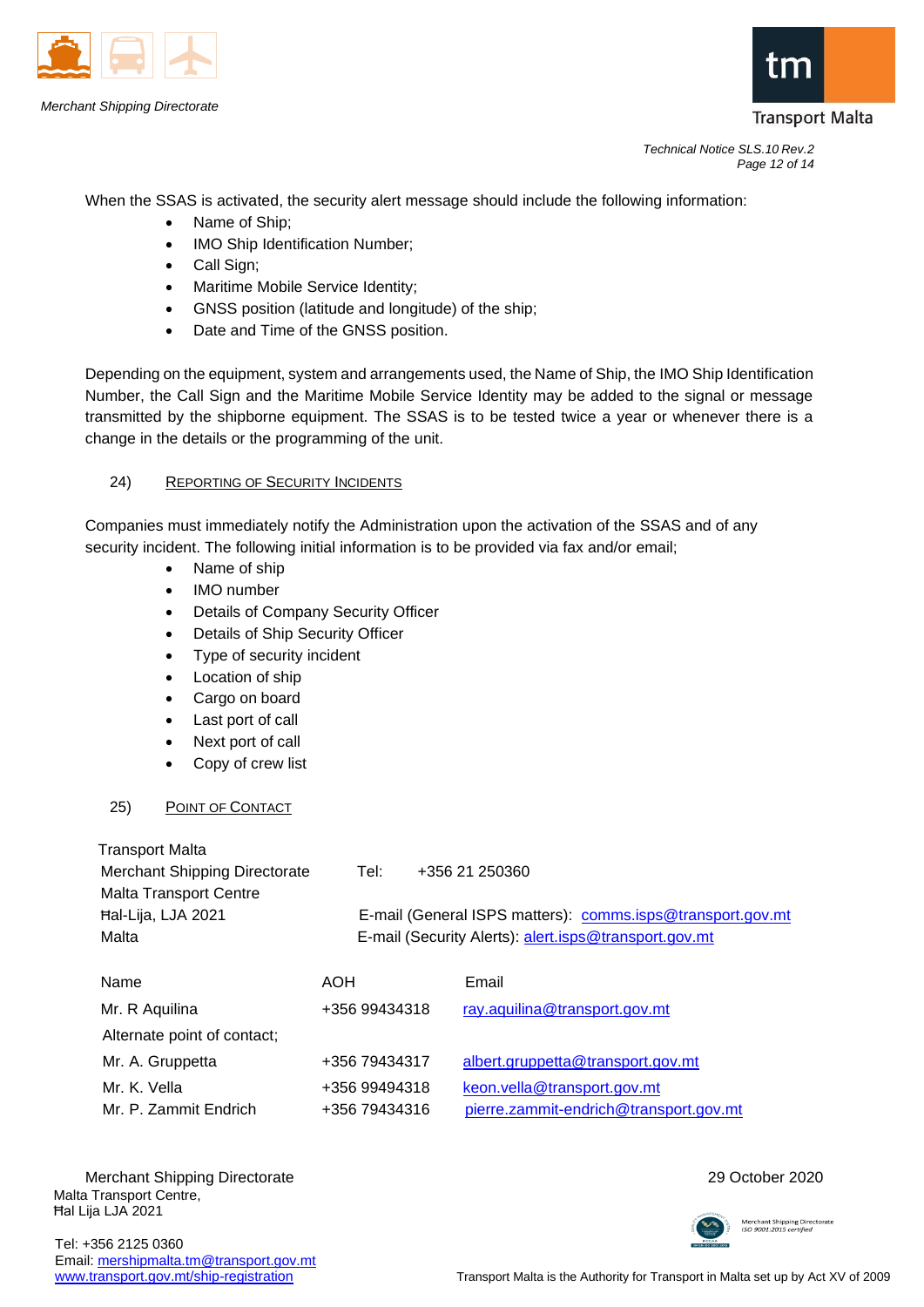When the SSAS is activated, the security alert message should include the following information:

- Name of Ship;
- IMO Ship Identification Number;
- Call Sign;
- Maritime Mobile Service Identity;
- GNSS position (latitude and longitude) of the ship;
- Date and Time of the GNSS position.

Depending on the equipment, system and arrangements used, the Name of Ship, the IMO Ship Identification Number, the Call Sign and the Maritime Mobile Service Identity may be added to the signal or message transmitted by the shipborne equipment. The SSAS is to be tested twice a year or whenever there is a change in the details or the programming of the unit.

## 24) Reporting of Security Incidents

Companies must immediately notify the Administration upon the activation of the SSAS and of any security incident. The following initial information is to be provided via fax and/or email;

- Name of ship
- IMO number
- Details of Company Security Officer
- Details of Ship Security Officer
- Type of security incident
- Location of ship
- Cargo on board
- Last port of call
- Next port of call
- Copy of crew list

## 25) Point of Contact

Transport Malta
Merchant Shipping Directorate
Malta Transport Centre
Ħal-Lija, LJA 2021
Malta

Tel: +356 21 250360

E-mail (General ISPS matters): comms.isps@transport.gov.mt
E-mail (Security Alerts): alert.isps@transport.gov.mt

| Name | AOH | Email |
|---|---|---|
| Mr. R Aquilina | +356 99434318 | ray.aquilina@transport.gov.mt |
| Alternate point of contact; | | |
| Mr. A. Gruppetta | +356 79434317 | albert.gruppetta@transport.gov.mt |
| Mr. K. Vella | +356 99494318 | keon.vella@transport.gov.mt |
| Mr. P. Zammit Endrich | +356 79434316 | pierre.zammit-endrich@transport.gov.mt |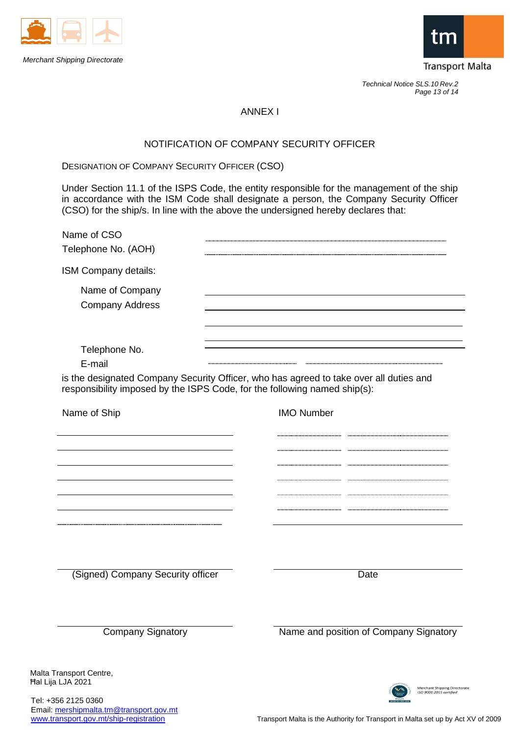# ANNEX I

## NOTIFICATION OF COMPANY SECURITY OFFICER

DESIGNATION OF COMPANY SECURITY OFFICER (CSO)

Under Section 11.1 of the ISPS Code, the entity responsible for the management of the ship in accordance with the ISM Code shall designate a person, the Company Security Officer (CSO) for the ship/s. In line with the above the undersigned hereby declares that:

Name of CSO ...........................................................................

Telephone No. (AOH) ...........................................................................

ISM Company details:

Name of Company ___________________________

Company Address ___________________________

___________________________

___________________________

Telephone No. ___________________________

E-mail ........................................ ........................................

is the designated Company Security Officer, who has agreed to take over all duties and responsibility imposed by the ISPS Code, for the following named ship(s):

| Name of Ship | IMO Number |
|---|---|
| | |
| | |
| | |
| | |
| | |
| | |
| | |

___________________________ (Signed) Company Security officer

___________________________ Date

___________________________ Company Signatory

___________________________ Name and position of Company Signatory

Malta Transport Centre,
Ħal Lija LJA 2021

Tel: +356 2125 0360
Email: mershipmalta.tm@transport.gov.mt
www.transport.gov.mt/ship-registration

Transport Malta is the Authority for Transport in Malta set up by Act XV of 2009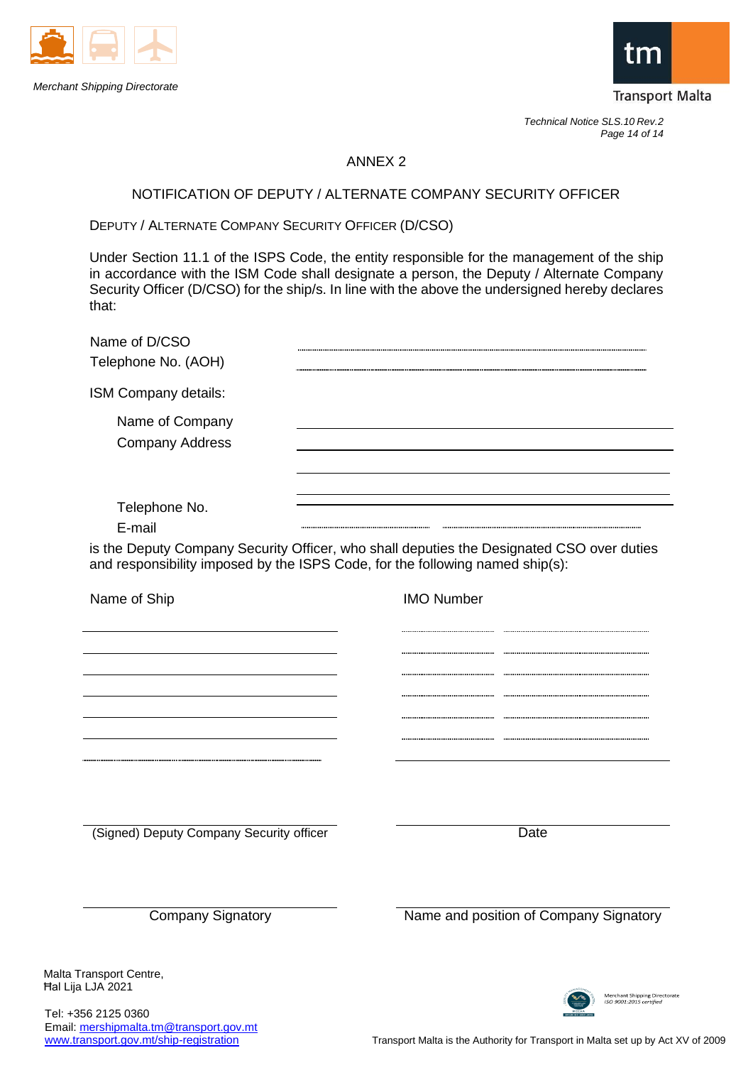## ANNEX 2

### NOTIFICATION OF DEPUTY / ALTERNATE COMPANY SECURITY OFFICER

DEPUTY / ALTERNATE COMPANY SECURITY OFFICER (D/CSO)

Under Section 11.1 of the ISPS Code, the entity responsible for the management of the ship in accordance with the ISM Code shall designate a person, the Deputy / Alternate Company Security Officer (D/CSO) for the ship/s. In line with the above the undersigned hereby declares that:

Name of D/CSO ..............................................................

Telephone No. (AOH) ..............................................................

ISM Company details:

Name of Company ______________________________

Company Address ______________________________

______________________________

______________________________

Telephone No. ______________________________

E-mail ..............................................................

is the Deputy Company Security Officer, who shall deputies the Designated CSO over duties and responsibility imposed by the ISPS Code, for the following named ship(s):

| Name of Ship | IMO Number |
| --- | --- |
| | |
| | |
| | |
| | |
| | |
| | |
| | |

______________________________ (Signed) Deputy Company Security officer

______________________________ Date

______________________________ Company Signatory

______________________________ Name and position of Company Signatory

Malta Transport Centre,
Ħal Lija LJA 2021

Tel: +356 2125 0360
Email: mershipmalta.tm@transport.gov.mt
www.transport.gov.mt/ship-registration

Transport Malta is the Authority for Transport in Malta set up by Act XV of 2009